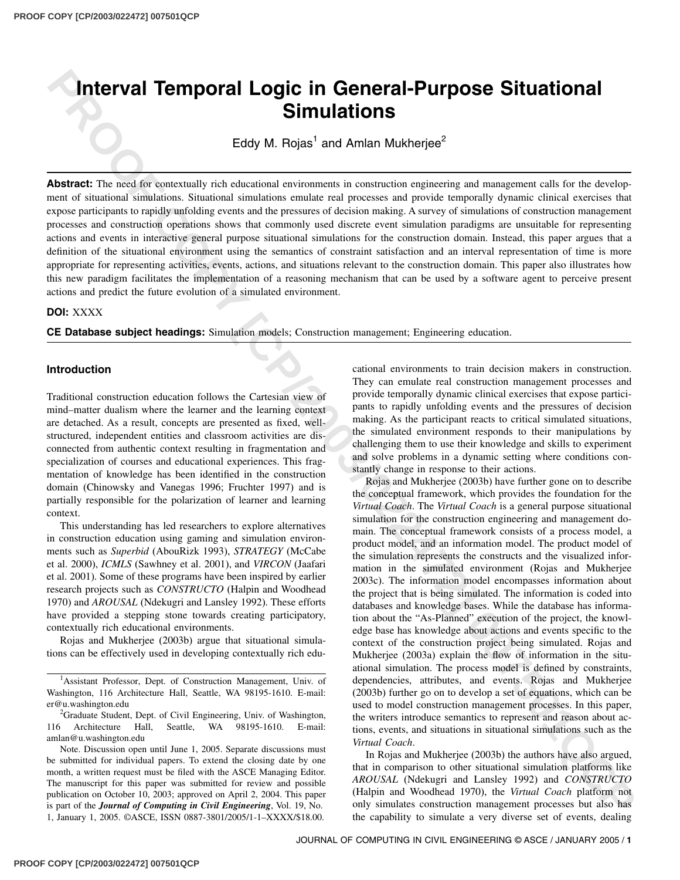# Interval Temporal Logic in General-Purpose Situational Simulations

Eddy M. Rojas[1] and Amlan Mukherjee[2]

**Abstract:** The need for contextually rich educational environments in construction engineering and management calls for the development of situational simulations. Situational simulations emulate real processes and provide temporally dynamic clinical exercises that expose participants to rapidly unfolding events and the pressures of decision making. A survey of simulations of construction management processes and construction operations shows that commonly used discrete event simulation paradigms are unsuitable for representing actions and events in interactive general purpose situational simulations for the construction domain. Instead, this paper argues that a definition of the situational environment using the semantics of constraint satisfaction and an interval representation of time is more appropriate for representing activities, events, actions, and situations relevant to the construction domain. This paper also illustrates how this new paradigm facilitates the implementation of a reasoning mechanism that can be used by a software agent to perceive present actions and predict the future evolution of a simulated environment.

**DOI:** XXXX

**CE Database subject headings:** Simulation models; Construction management; Engineering education.

## Introduction

Traditional construction education follows the Cartesian view of mind–matter dualism where the learner and the learning context are detached. As a result, concepts are presented as fixed, well-structured, independent entities and classroom activities are disconnected from authentic context resulting in fragmentation and specialization of courses and educational experiences. This fragmentation of knowledge has been identified in the construction domain (Chinowsky and Vanegas 1996; Fruchter 1997) and is partially responsible for the polarization of learner and learning context.

This understanding has led researchers to explore alternatives in construction education using gaming and simulation environments such as *Superbid* (AbouRizk 1993), *STRATEGY* (McCabe et al. 2000), *ICMLS* (Sawhney et al. 2001), and *VIRCON* (Jaafari et al. 2001). Some of these programs have been inspired by earlier research projects such as *CONSTRUCTO* (Halpin and Woodhead 1970) and *AROUSAL* (Ndekugri and Lansley 1992). These efforts have provided a stepping stone towards creating participatory, contextually rich educational environments.

Rojas and Mukherjee (2003b) argue that situational simulations can be effectively used in developing contextually rich educational environments to train decision makers in construction. They can emulate real construction management processes and provide temporally dynamic clinical exercises that expose participants to rapidly unfolding events and the pressures of decision making. As the participant reacts to critical simulated situations, the simulated environment responds to their manipulations by challenging them to use their knowledge and skills to experiment and solve problems in a dynamic setting where conditions constantly change in response to their actions.

Rojas and Mukherjee (2003b) have further gone on to describe the conceptual framework, which provides the foundation for the *Virtual Coach*. The *Virtual Coach* is a general purpose situational simulation for the construction engineering and management domain. The conceptual framework consists of a process model, a product model, and an information model. The product model of the simulation represents the constructs and the visualized information in the simulated environment (Rojas and Mukherjee 2003c). The information model encompasses information about the project that is being simulated. The information is coded into databases and knowledge bases. While the database has information about the "As-Planned" execution of the project, the knowledge base has knowledge about actions and events specific to the context of the construction project being simulated. Rojas and Mukherjee (2003a) explain the flow of information in the situational simulation. The process model is defined by constraints, dependencies, attributes, and events. Rojas and Mukherjee (2003b) further go on to develop a set of equations, which can be used to model construction management processes. In this paper, the writers introduce semantics to represent and reason about actions, events, and situations in situational simulations such as the *Virtual Coach*.

In Rojas and Mukherjee (2003b) the authors have also argued, that in comparison to other situational simulation platforms like *AROUSAL* (Ndekugri and Lansley 1992) and *CONSTRUCTO* (Halpin and Woodhead 1970), the *Virtual Coach* platform not only simulates construction management processes but also has the capability to simulate a very diverse set of events, dealing

---

[1]Assistant Professor, Dept. of Construction Management, Univ. of Washington, 116 Architecture Hall, Seattle, WA 98195-1610. E-mail: er@u.washington.edu

[2]Graduate Student, Dept. of Civil Engineering, Univ. of Washington, 116 Architecture Hall, Seattle, WA 98195-1610. E-mail: amlan@u.washington.edu

Note. Discussion open until June 1, 2005. Separate discussions must be submitted for individual papers. To extend the closing date by one month, a written request must be filed with the ASCE Managing Editor. The manuscript for this paper was submitted for review and possible publication on October 10, 2003; approved on April 2, 2004. This paper is part of the ***Journal of Computing in Civil Engineering***, Vol. 19, No. 1, January 1, 2005. ©ASCE, ISSN 0887-3801/2005/1-1–XXXX/$18.00.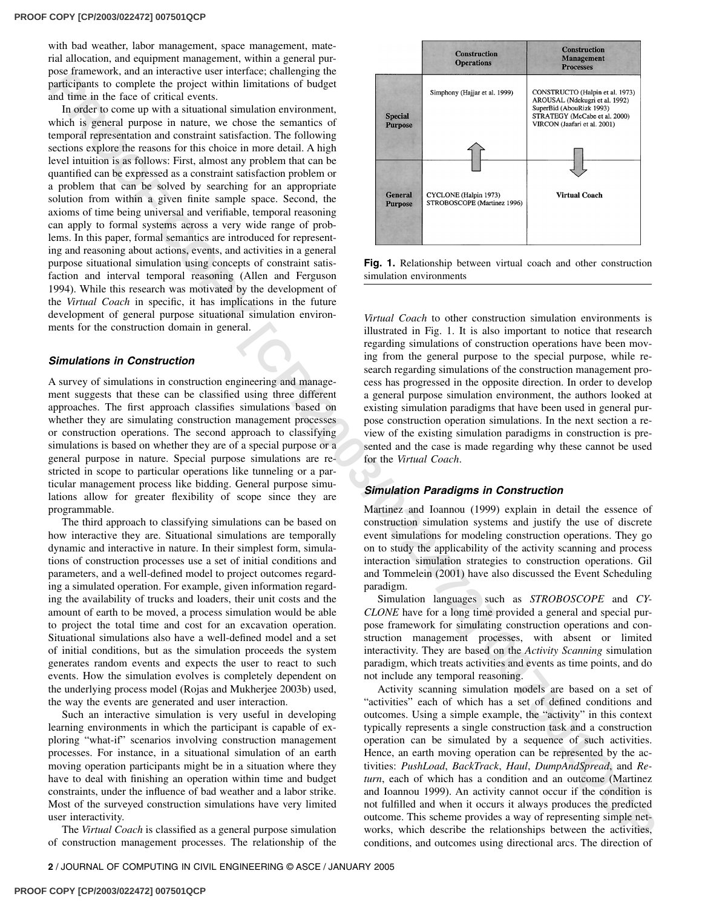with bad weather, labor management, space management, material allocation, and equipment management, within a general purpose framework, and an interactive user interface; challenging the participants to complete the project within limitations of budget and time in the face of critical events.

In order to come up with a situational simulation environment, which is general purpose in nature, we chose the semantics of temporal representation and constraint satisfaction. The following sections explore the reasons for this choice in more detail. A high level intuition is as follows: First, almost any problem that can be quantified can be expressed as a constraint satisfaction problem or a problem that can be solved by searching for an appropriate solution from within a given finite sample space. Second, the axioms of time being universal and verifiable, temporal reasoning can apply to formal systems across a very wide range of problems. In this paper, formal semantics are introduced for representing and reasoning about actions, events, and activities in a general purpose situational simulation using concepts of constraint satisfaction and interval temporal reasoning (Allen and Ferguson 1994). While this research was motivated by the development of the *Virtual Coach* in specific, it has implications in the future development of general purpose situational simulation environments for the construction domain in general.

## Simulations in Construction

A survey of simulations in construction engineering and management suggests that these can be classified using three different approaches. The first approach classifies simulations based on whether they are simulating construction management processes or construction operations. The second approach to classifying simulations is based on whether they are of a special purpose or a general purpose in nature. Special purpose simulations are restricted in scope to particular operations like tunneling or a particular management process like bidding. General purpose simulations allow for greater flexibility of scope since they are programmable.

The third approach to classifying simulations can be based on how interactive they are. Situational simulations are temporally dynamic and interactive in nature. In their simplest form, simulations of construction processes use a set of initial conditions and parameters, and a well-defined model to project outcomes regarding a simulated operation. For example, given information regarding the availability of trucks and loaders, their unit costs and the amount of earth to be moved, a process simulation would be able to project the total time and cost for an excavation operation. Situational simulations also have a well-defined model and a set of initial conditions, but as the simulation proceeds the system generates random events and expects the user to react to such events. How the simulation evolves is completely dependent on the underlying process model (Rojas and Mukherjee 2003b) used, the way the events are generated and user interaction.

Such an interactive simulation is very useful in developing learning environments in which the participant is capable of exploring "what-if" scenarios involving construction management processes. For instance, in a situational simulation of an earth moving operation participants might be in a situation where they have to deal with finishing an operation within time and budget constraints, under the influence of bad weather and a labor strike. Most of the surveyed construction simulations have very limited user interactivity.

The *Virtual Coach* is classified as a general purpose simulation of construction management processes. The relationship of the

| | Construction Operations | Construction Management Processes |
|---|---|---|
| Special Purpose | Simphony (Hajjar et al. 1999) | CONSTRUCTO (Halpin et al. 1973)<br>AROUSAL (Ndekugri et al. 1992)<br>SuperBid (AbouRizk 1993)<br>STRATEGY (McCabe et al. 2000)<br>VIRCON (Jaafari et al. 2001) |
| General Purpose | CYCLONE (Halpin 1973)<br>STROBOSCOPE (Martinez 1996) | Virtual Coach |

**Fig. 1.** Relationship between virtual coach and other construction simulation environments

*Virtual Coach* to other construction simulation environments is illustrated in Fig. 1. It is also important to notice that research regarding simulations of construction operations have been moving from the general purpose to the special purpose, while research regarding simulations of the construction management process has progressed in the opposite direction. In order to develop a general purpose simulation environment, the authors looked at existing simulation paradigms that have been used in general purpose construction operation simulations. In the next section a review of the existing simulation paradigms in construction is presented and the case is made regarding why these cannot be used for the *Virtual Coach*.

## Simulation Paradigms in Construction

Martinez and Ioannou (1999) explain in detail the essence of construction simulation systems and justify the use of discrete event simulations for modeling construction operations. They go on to study the applicability of the activity scanning and process interaction simulation strategies to construction operations. Gil and Tommelein (2001) have also discussed the Event Scheduling paradigm.

Simulation languages such as *STROBOSCOPE* and *CYCLONE* have for a long time provided a general and special purpose framework for simulating construction operations and construction management processes, with absent or limited interactivity. They are based on the *Activity Scanning* simulation paradigm, which treats activities and events as time points, and do not include any temporal reasoning.

Activity scanning simulation models are based on a set of "activities" each of which has a set of defined conditions and outcomes. Using a simple example, the "activity" in this context typically represents a single construction task and a construction operation can be simulated by a sequence of such activities. Hence, an earth moving operation can be represented by the activities: *PushLoad*, *BackTrack*, *Haul*, *DumpAndSpread*, and *Return*, each of which has a condition and an outcome (Martinez and Ioannou 1999). An activity cannot occur if the condition is not fulfilled and when it occurs it always produces the predicted outcome. This scheme provides a way of representing simple networks, which describe the relationships between the activities, conditions, and outcomes using directional arcs. The direction of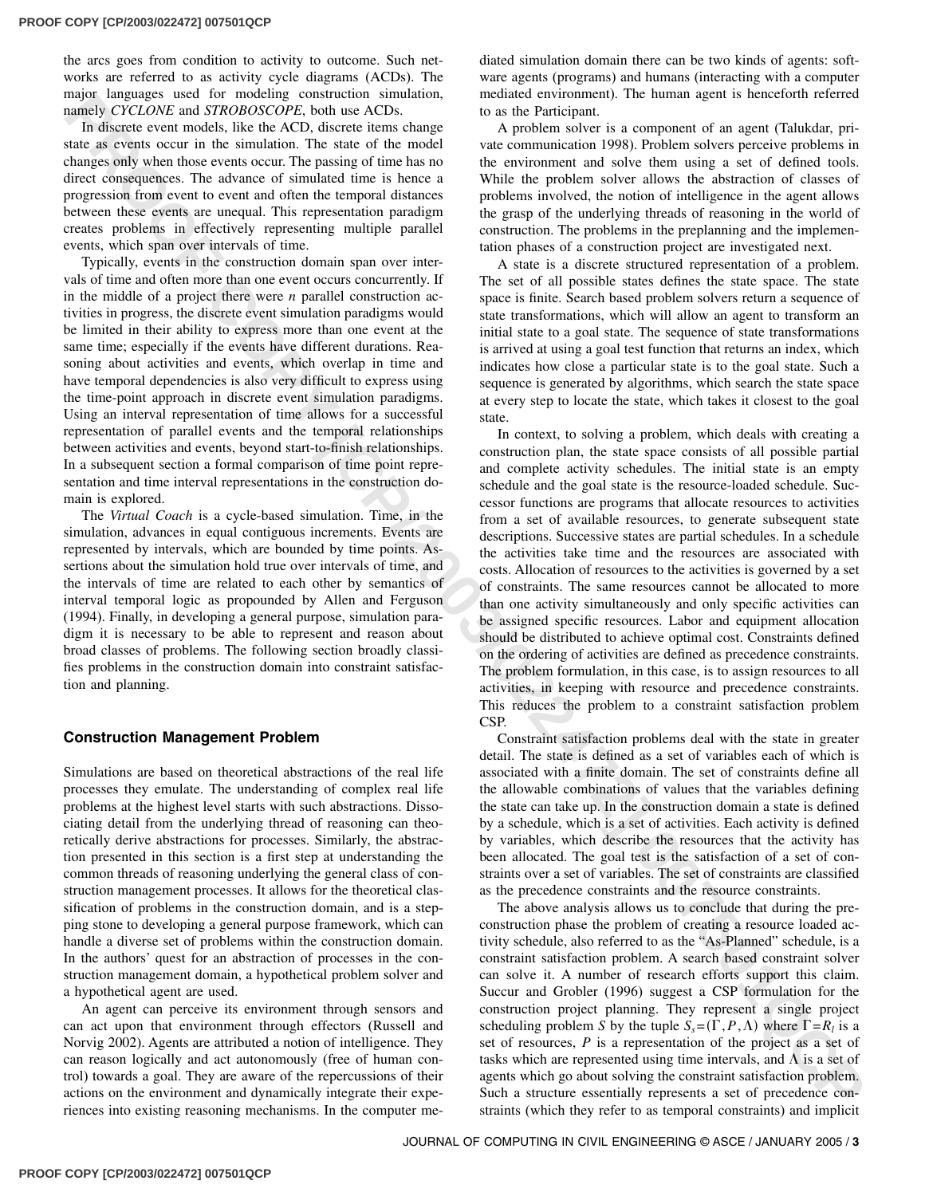the arcs goes from condition to activity to outcome. Such networks are referred to as activity cycle diagrams (ACDs). The major languages used for modeling construction simulation, namely *CYCLONE* and *STROBOSCOPE*, both use ACDs.

In discrete event models, like the ACD, discrete items change state as events occur in the simulation. The state of the model changes only when those events occur. The passing of time has no direct consequences. The advance of simulated time is hence a progression from event to event and often the temporal distances between these events are unequal. This representation paradigm creates problems in effectively representing multiple parallel events, which span over intervals of time.

Typically, events in the construction domain span over intervals of time and often more than one event occurs concurrently. If in the middle of a project there were *n* parallel construction activities in progress, the discrete event simulation paradigms would be limited in their ability to express more than one event at the same time; especially if the events have different durations. Reasoning about activities and events, which overlap in time and have temporal dependencies is also very difficult to express using the time-point approach in discrete event simulation paradigms. Using an interval representation of time allows for a successful representation of parallel events and the temporal relationships between activities and events, beyond start-to-finish relationships. In a subsequent section a formal comparison of time point representation and time interval representations in the construction domain is explored.

The *Virtual Coach* is a cycle-based simulation. Time, in the simulation, advances in equal contiguous increments. Events are represented by intervals, which are bounded by time points. Assertions about the simulation hold true over intervals of time, and the intervals of time are related to each other by semantics of interval temporal logic as propounded by Allen and Ferguson (1994). Finally, in developing a general purpose, simulation paradigm it is necessary to be able to represent and reason about broad classes of problems. The following section broadly classifies problems in the construction domain into constraint satisfaction and planning.

## Construction Management Problem

Simulations are based on theoretical abstractions of the real life processes they emulate. The understanding of complex real life problems at the highest level starts with such abstractions. Dissociating detail from the underlying thread of reasoning can theoretically derive abstractions for processes. Similarly, the abstraction presented in this section is a first step at understanding the common threads of reasoning underlying the general class of construction management processes. It allows for the theoretical classification of problems in the construction domain, and is a stepping stone to developing a general purpose framework, which can handle a diverse set of problems within the construction domain. In the authors' quest for an abstraction of processes in the construction management domain, a hypothetical problem solver and a hypothetical agent are used.

An agent can perceive its environment through sensors and can act upon that environment through effectors (Russell and Norvig 2002). Agents are attributed a notion of intelligence. They can reason logically and act autonomously (free of human control) towards a goal. They are aware of the repercussions of their actions on the environment and dynamically integrate their experiences into existing reasoning mechanisms. In the computer mediated simulation domain there can be two kinds of agents: software agents (programs) and humans (interacting with a computer mediated environment). The human agent is henceforth referred to as the Participant.

A problem solver is a component of an agent (Talukdar, private communication 1998). Problem solvers perceive problems in the environment and solve them using a set of defined tools. While the problem solver allows the abstraction of classes of problems involved, the notion of intelligence in the agent allows the grasp of the underlying threads of reasoning in the world of construction. The problems in the preplanning and the implementation phases of a construction project are investigated next.

A state is a discrete structured representation of a problem. The set of all possible states defines the state space. The state space is finite. Search based problem solvers return a sequence of state transformations, which will allow an agent to transform an initial state to a goal state. The sequence of state transformations is arrived at using a goal test function that returns an index, which indicates how close a particular state is to the goal state. Such a sequence is generated by algorithms, which search the state space at every step to locate the state, which takes it closest to the goal state.

In context, to solving a problem, which deals with creating a construction plan, the state space consists of all possible partial and complete activity schedules. The initial state is an empty schedule and the goal state is the resource-loaded schedule. Successor functions are programs that allocate resources to activities from a set of available resources, to generate subsequent state descriptions. Successive states are partial schedules. In a schedule the activities take time and the resources are associated with costs. Allocation of resources to the activities is governed by a set of constraints. The same resources cannot be allocated to more than one activity simultaneously and only specific activities can be assigned specific resources. Labor and equipment allocation should be distributed to achieve optimal cost. Constraints defined on the ordering of activities are defined as precedence constraints. The problem formulation, in this case, is to assign resources to all activities, in keeping with resource and precedence constraints. This reduces the problem to a constraint satisfaction problem CSP.

Constraint satisfaction problems deal with the state in greater detail. The state is defined as a set of variables each of which is associated with a finite domain. The set of constraints define all the allowable combinations of values that the variables defining the state can take up. In the construction domain a state is defined by a schedule, which is a set of activities. Each activity is defined by variables, which describe the resources that the activity has been allocated. The goal test is the satisfaction of a set of constraints over a set of variables. The set of constraints are classified as the precedence constraints and the resource constraints.

The above analysis allows us to conclude that during the preconstruction phase the problem of creating a resource loaded activity schedule, also referred to as the "As-Planned" schedule, is a constraint satisfaction problem. A search based constraint solver can solve it. A number of research efforts support this claim. Succur and Grobler (1996) suggest a CSP formulation for the construction project planning. They represent a single project scheduling problem *S* by the tuple $S_s = (\Gamma, P, \Lambda)$ where $\Gamma = R_l$ is a set of resources, *P* is a representation of the project as a set of tasks which are represented using time intervals, and $\Lambda$ is a set of agents which go about solving the constraint satisfaction problem. Such a structure essentially represents a set of precedence constraints (which they refer to as temporal constraints) and implicit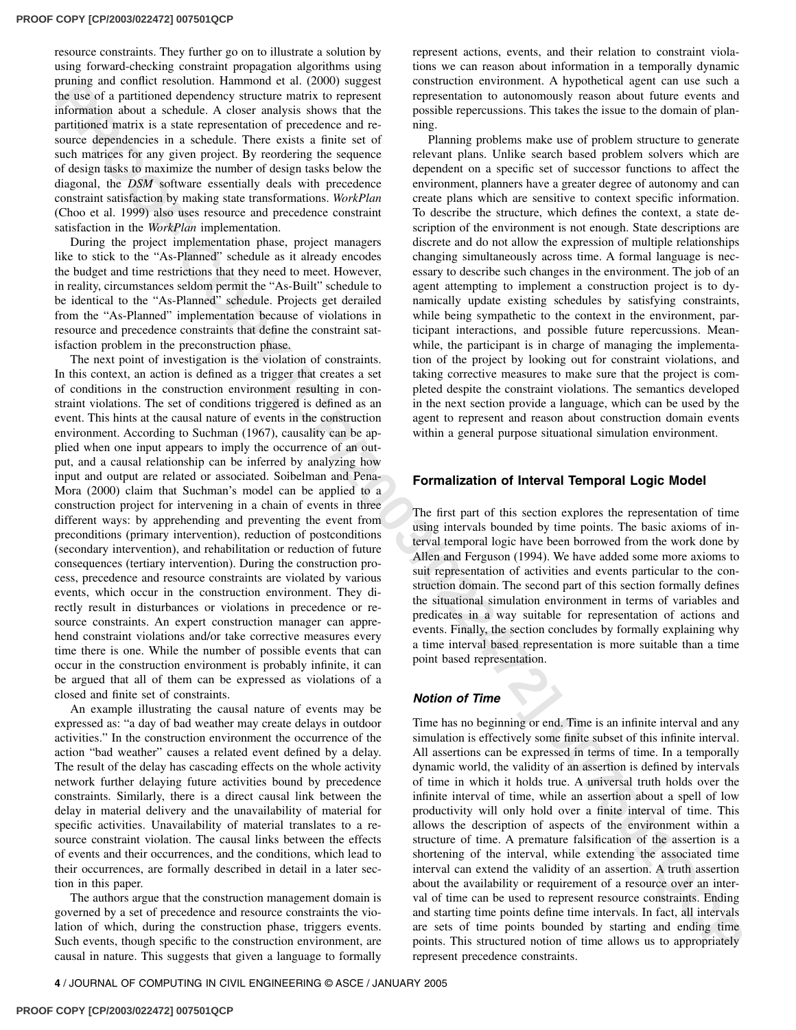resource constraints. They further go on to illustrate a solution by using forward-checking constraint propagation algorithms using pruning and conflict resolution. Hammond et al. (2000) suggest the use of a partitioned dependency structure matrix to represent information about a schedule. A closer analysis shows that the partitioned matrix is a state representation of precedence and resource dependencies in a schedule. There exists a finite set of such matrices for any given project. By reordering the sequence of design tasks to maximize the number of design tasks below the diagonal, the *DSM* software essentially deals with precedence constraint satisfaction by making state transformations. *WorkPlan* (Choo et al. 1999) also uses resource and precedence constraint satisfaction in the *WorkPlan* implementation.

During the project implementation phase, project managers like to stick to the "As-Planned" schedule as it already encodes the budget and time restrictions that they need to meet. However, in reality, circumstances seldom permit the "As-Built" schedule to be identical to the "As-Planned" schedule. Projects get derailed from the "As-Planned" implementation because of violations in resource and precedence constraints that define the constraint satisfaction problem in the preconstruction phase.

The next point of investigation is the violation of constraints. In this context, an action is defined as a trigger that creates a set of conditions in the construction environment resulting in constraint violations. The set of conditions triggered is defined as an event. This hints at the causal nature of events in the construction environment. According to Suchman (1967), causality can be applied when one input appears to imply the occurrence of an output, and a causal relationship can be inferred by analyzing how input and output are related or associated. Soibelman and Pena-Mora (2000) claim that Suchman's model can be applied to a construction project for intervening in a chain of events in three different ways: by apprehending and preventing the event from preconditions (primary intervention), reduction of postconditions (secondary intervention), and rehabilitation or reduction of future consequences (tertiary intervention). During the construction process, precedence and resource constraints are violated by various events, which occur in the construction environment. They directly result in disturbances or violations in precedence or resource constraints. An expert construction manager can apprehend constraint violations and/or take corrective measures every time there is one. While the number of possible events that can occur in the construction environment is probably infinite, it can be argued that all of them can be expressed as violations of a closed and finite set of constraints.

An example illustrating the causal nature of events may be expressed as: "a day of bad weather may create delays in outdoor activities." In the construction environment the occurrence of the action "bad weather" causes a related event defined by a delay. The result of the delay has cascading effects on the whole activity network further delaying future activities bound by precedence constraints. Similarly, there is a direct causal link between the delay in material delivery and the unavailability of material for specific activities. Unavailability of material translates to a resource constraint violation. The causal links between the effects of events and their occurrences, and the conditions, which lead to their occurrences, are formally described in detail in a later section in this paper.

The authors argue that the construction management domain is governed by a set of precedence and resource constraints the violation of which, during the construction phase, triggers events. Such events, though specific to the construction environment, are causal in nature. This suggests that given a language to formally represent actions, events, and their relation to constraint violations we can reason about information in a temporally dynamic construction environment. A hypothetical agent can use such a representation to autonomously reason about future events and possible repercussions. This takes the issue to the domain of planning.

Planning problems make use of problem structure to generate relevant plans. Unlike search based problem solvers which are dependent on a specific set of successor functions to affect the environment, planners have a greater degree of autonomy and can create plans which are sensitive to context specific information. To describe the structure, which defines the context, a state description of the environment is not enough. State descriptions are discrete and do not allow the expression of multiple relationships changing simultaneously across time. A formal language is necessary to describe such changes in the environment. The job of an agent attempting to implement a construction project is to dynamically update existing schedules by satisfying constraints, while being sympathetic to the context in the environment, participant interactions, and possible future repercussions. Meanwhile, the participant is in charge of managing the implementation of the project by looking out for constraint violations, and taking corrective measures to make sure that the project is completed despite the constraint violations. The semantics developed in the next section provide a language, which can be used by the agent to represent and reason about construction domain events within a general purpose situational simulation environment.

## Formalization of Interval Temporal Logic Model

The first part of this section explores the representation of time using intervals bounded by time points. The basic axioms of interval temporal logic have been borrowed from the work done by Allen and Ferguson (1994). We have added some more axioms to suit representation of activities and events particular to the construction domain. The second part of this section formally defines the situational simulation environment in terms of variables and predicates in a way suitable for representation of actions and events. Finally, the section concludes by formally explaining why a time interval based representation is more suitable than a time point based representation.

### *Notion of Time*

Time has no beginning or end. Time is an infinite interval and any simulation is effectively some finite subset of this infinite interval. All assertions can be expressed in terms of time. In a temporally dynamic world, the validity of an assertion is defined by intervals of time in which it holds true. A universal truth holds over the infinite interval of time, while an assertion about a spell of low productivity will only hold over a finite interval of time. This allows the description of aspects of the environment within a structure of time. A premature falsification of the assertion is a shortening of the interval, while extending the associated time interval can extend the validity of an assertion. A truth assertion about the availability or requirement of a resource over an interval of time can be used to represent resource constraints. Ending and starting time points define time intervals. In fact, all intervals are sets of time points bounded by starting and ending time points. This structured notion of time allows us to appropriately represent precedence constraints.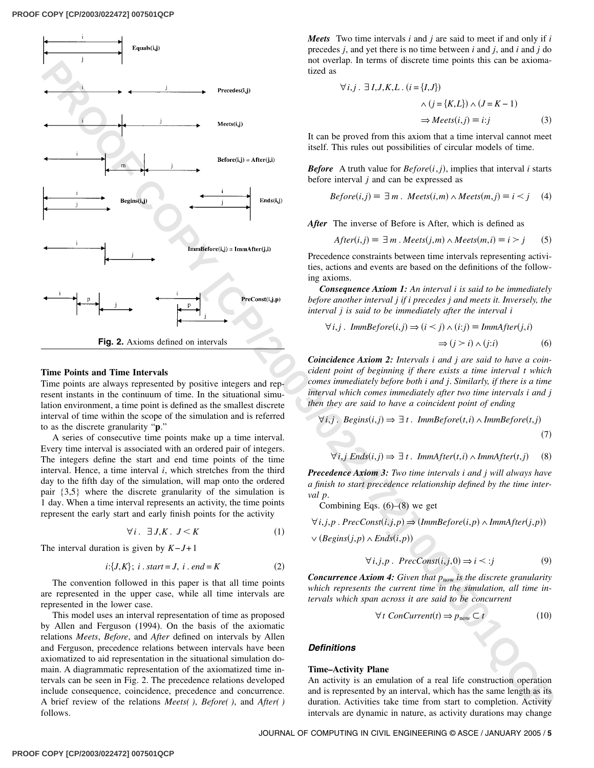Fig. 2. Axioms defined on intervals

### Time Points and Time Intervals

Time points are always represented by positive integers and represent instants in the continuum of time. In the situational simulation environment, a time point is defined as the smallest discrete interval of time within the scope of the simulation and is referred to as the discrete granularity "**p**."

A series of consecutive time points make up a time interval. Every time interval is associated with an ordered pair of integers. The integers define the start and end time points of the time interval. Hence, a time interval $i$, which stretches from the third day to the fifth day of the simulation, will map onto the ordered pair $\{3,5\}$ where the discrete granularity of the simulation is 1 day. When a time interval represents an activity, the time points represent the early start and early finish points for the activity

$$\forall i .\ \exists J,K .\ J < K \tag{1}$$

The interval duration is given by $K - J + 1$

$$i{:}\{J,K\};\ i.start = J,\ i.end = K \tag{2}$$

The convention followed in this paper is that all time points are represented in the upper case, while all time intervals are represented in the lower case.

This model uses an interval representation of time as proposed by Allen and Ferguson (1994). On the basis of the axiomatic relations *Meets*, *Before*, and *After* defined on intervals by Allen and Ferguson, precedence relations between intervals have been axiomatized to aid representation in the situational simulation domain. A diagrammatic representation of the axiomatized time intervals can be seen in Fig. 2. The precedence relations developed include consequence, coincidence, precedence and concurrence. A brief review of the relations *Meets( )*, *Before( )*, and *After( )* follows.

***Meets*** Two time intervals $i$ and $j$ are said to meet if and only if $i$ precedes $j$, and yet there is no time between $i$ and $j$, and $i$ and $j$ do not overlap. In terms of discrete time points this can be axiomatized as

$$\forall i,j .\ \exists I,J,K,L .\ (i = \{I,J\}) \wedge (j = \{K,L\}) \wedge (J = K - 1) \Rightarrow Meets(i,j) \equiv i{:}j \tag{3}$$

It can be proved from this axiom that a time interval cannot meet itself. This rules out possibilities of circular models of time.

***Before*** A truth value for $Before(i,j)$, implies that interval $i$ starts before interval $j$ and can be expressed as

$$Before(i,j) \equiv \exists m .\ Meets(i,m) \wedge Meets(m,j) \equiv i < j \tag{4}$$

***After*** The inverse of Before is After, which is defined as

$$After(i,j) \equiv \exists m .\ Meets(j,m) \wedge Meets(m,i) \equiv i > j \tag{5}$$

Precedence constraints between time intervals representing activities, actions and events are based on the definitions of the following axioms.

***Consequence Axiom 1:*** *An interval i is said to be immediately before another interval j if i precedes j and meets it. Inversely, the interval j is said to be immediately after the interval i*

$$\forall i,j .\ ImmBefore(i,j) \Rightarrow (i < j) \wedge (i{:}j) \equiv ImmAfter(j,i) \Rightarrow (j > i) \wedge (j{:}i) \tag{6}$$

***Coincidence Axiom 2:*** *Intervals i and j are said to have a coincident point of beginning if there exists a time interval t which comes immediately before both i and j. Similarly, if there is a time interval which comes immediately after two time intervals i and j then they are said to have a coincident point of ending*

$$\forall i,j .\ Begins(i,j) \Rightarrow \exists t .\ ImmBefore(t,i) \wedge ImmBefore(t,j) \tag{7}$$

$$\forall i,j\ Ends(i,j) \Rightarrow \exists t .\ ImmAfter(t,i) \wedge ImmAfter(t,j) \tag{8}$$

***Precedence Axiom 3:*** *Two time intervals i and j will always have a finish to start precedence relationship defined by the time interval p.*

Combining Eqs. (6)–(8) we get

$$\forall i,j,p .\ PrecConst(i,j,p) \Rightarrow (ImmBefore(i,p) \wedge ImmAfter(j,p)) \vee (Begins(j,p) \wedge Ends(i,p))$$

$$\forall i,j,p .\ PrecConst(i,j,0) \Rightarrow i < {:}j \tag{9}$$

***Concurrence Axiom 4:*** *Given that $p_{\text{now}}$ is the discrete granularity which represents the current time in the simulation, all time intervals which span across it are said to be concurrent*

$$\forall t\ ConCurrent(t) \Rightarrow p_{\text{now}} \subset t \tag{10}$$

## *Definitions*

### Time–Activity Plane

An activity is an emulation of a real life construction operation and is represented by an interval, which has the same length as its duration. Activities take time from start to completion. Activity intervals are dynamic in nature, as activity durations may change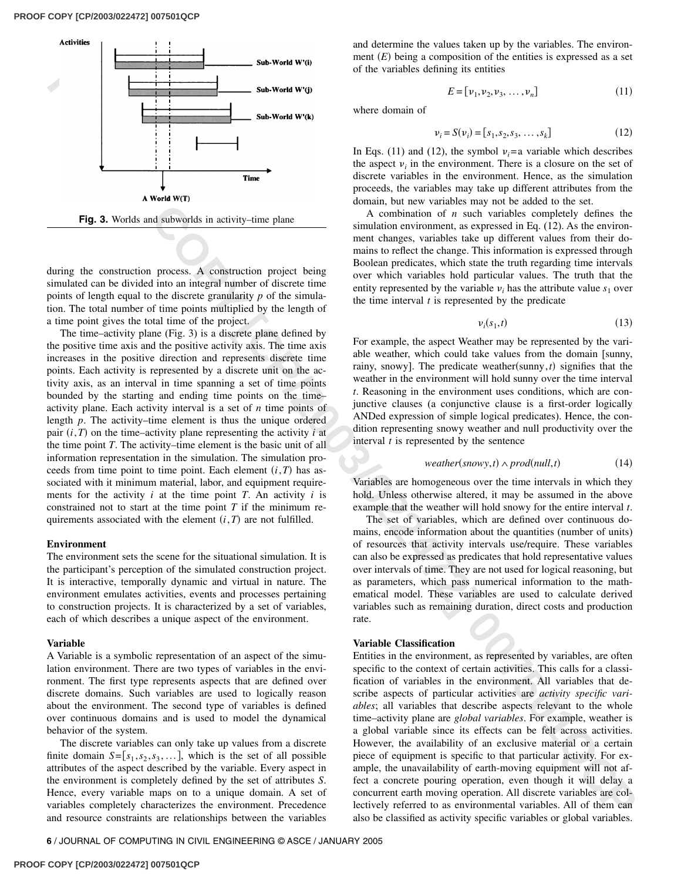**Fig. 3.** Worlds and subworlds in activity–time plane

during the construction process. A construction project being simulated can be divided into an integral number of discrete time points of length equal to the discrete granularity $p$ of the simulation. The total number of time points multiplied by the length of a time point gives the total time of the project.

The time–activity plane (Fig. 3) is a discrete plane defined by the positive time axis and the positive activity axis. The time axis increases in the positive direction and represents discrete time points. Each activity is represented by a discrete unit on the activity axis, as an interval in time spanning a set of time points bounded by the starting and ending time points on the time–activity plane. Each activity interval is a set of $n$ time points of length $p$. The activity–time element is thus the unique ordered pair $(i,T)$ on the time–activity plane representing the activity $i$ at the time point $T$. The activity–time element is the basic unit of all information representation in the simulation. The simulation proceeds from time point to time point. Each element $(i,T)$ has associated with it minimum material, labor, and equipment requirements for the activity $i$ at the time point $T$. An activity $i$ is constrained not to start at the time point $T$ if the minimum requirements associated with the element $(i,T)$ are not fulfilled.

### Environment

The environment sets the scene for the situational simulation. It is the participant's perception of the simulated construction project. It is interactive, temporally dynamic and virtual in nature. The environment emulates activities, events and processes pertaining to construction projects. It is characterized by a set of variables, each of which describes a unique aspect of the environment.

### Variable

A Variable is a symbolic representation of an aspect of the simulation environment. There are two types of variables in the environment. The first type represents aspects that are defined over discrete domains. Such variables are used to logically reason about the environment. The second type of variables is defined over continuous domains and is used to model the dynamical behavior of the system.

The discrete variables can only take up values from a discrete finite domain $S=[s_1,s_2,s_3,\ldots]$, which is the set of all possible attributes of the aspect described by the variable. Every aspect in the environment is completely defined by the set of attributes $S$. Hence, every variable maps on to a unique domain. A set of variables completely characterizes the environment. Precedence and resource constraints are relationships between the variables and determine the values taken up by the variables. The environment $(E)$ being a composition of the entities is expressed as a set of the variables defining its entities

$$E=[\nu_1,\nu_2,\nu_3,\ \ldots,\nu_n] \tag{11}$$

where domain of

$$\nu_i = S(\nu_i) = [s_1,s_2,s_3,\ \ldots,s_k] \tag{12}$$

In Eqs. (11) and (12), the symbol $\nu_i$=a variable which describes the aspect $\nu_i$ in the environment. There is a closure on the set of discrete variables in the environment. Hence, as the simulation proceeds, the variables may take up different attributes from the domain, but new variables may not be added to the set.

A combination of $n$ such variables completely defines the simulation environment, as expressed in Eq. (12). As the environment changes, variables take up different values from their domains to reflect the change. This information is expressed through Boolean predicates, which state the truth regarding time intervals over which variables hold particular values. The truth that the entity represented by the variable $\nu_i$ has the attribute value $s_1$ over the time interval $t$ is represented by the predicate

$$\nu_i(s_1,t) \tag{13}$$

For example, the aspect Weather may be represented by the variable weather, which could take values from the domain [sunny, rainy, snowy]. The predicate weather(sunny,$t$) signifies that the weather in the environment will hold sunny over the time interval $t$. Reasoning in the environment uses conditions, which are conjunctive clauses (a conjunctive clause is a first-order logically ANDed expression of simple logical predicates). Hence, the condition representing snowy weather and null productivity over the interval $t$ is represented by the sentence

$$weather(snowy,t) \wedge prod(null,t) \tag{14}$$

Variables are homogeneous over the time intervals in which they hold. Unless otherwise altered, it may be assumed in the above example that the weather will hold snowy for the entire interval $t$.

The set of variables, which are defined over continuous domains, encode information about the quantities (number of units) of resources that activity intervals use/require. These variables can also be expressed as predicates that hold representative values over intervals of time. They are not used for logical reasoning, but as parameters, which pass numerical information to the mathematical model. These variables are used to calculate derived variables such as remaining duration, direct costs and production rate.

### Variable Classification

Entities in the environment, as represented by variables, are often specific to the context of certain activities. This calls for a classification of variables in the environment. All variables that describe aspects of particular activities are *activity specific variables*; all variables that describe aspects relevant to the whole time–activity plane are *global variables*. For example, weather is a global variable since its effects can be felt across activities. However, the availability of an exclusive material or a certain piece of equipment is specific to that particular activity. For example, the unavailability of earth-moving equipment will not affect a concrete pouring operation, even though it will delay a concurrent earth moving operation. All discrete variables are collectively referred to as environmental variables. All of them can also be classified as activity specific variables or global variables.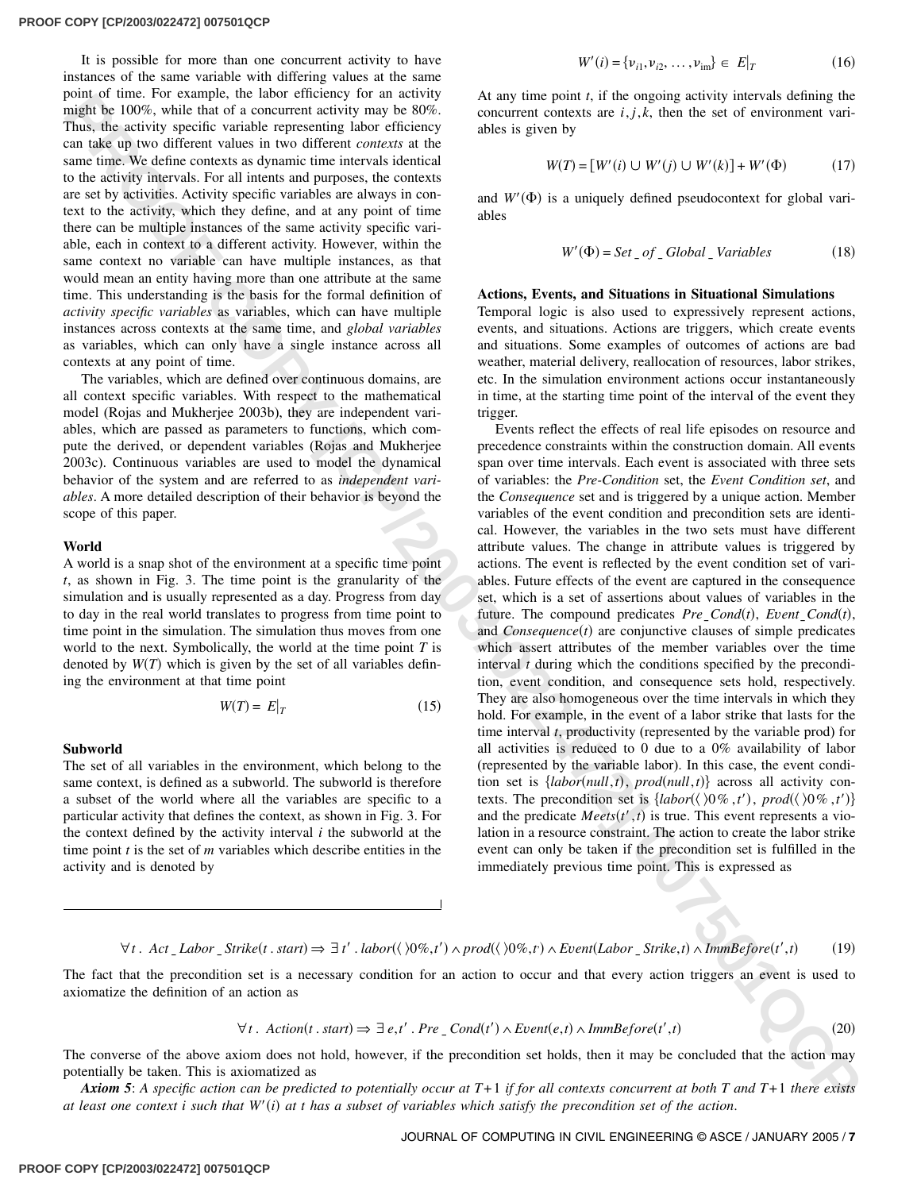It is possible for more than one concurrent activity to have instances of the same variable with differing values at the same point of time. For example, the labor efficiency for an activity might be 100%, while that of a concurrent activity may be 80%. Thus, the activity specific variable representing labor efficiency can take up two different values in two different *contexts* at the same time. We define contexts as dynamic time intervals identical to the activity intervals. For all intents and purposes, the contexts are set by activities. Activity specific variables are always in context to the activity, which they define, and at any point of time there can be multiple instances of the same activity specific variable, each in context to a different activity. However, within the same context no variable can have multiple instances, as that would mean an entity having more than one attribute at the same time. This understanding is the basis for the formal definition of *activity specific variables* as variables, which can have multiple instances across contexts at the same time, and *global variables* as variables, which can only have a single instance across all contexts at any point of time.

The variables, which are defined over continuous domains, are all context specific variables. With respect to the mathematical model (Rojas and Mukherjee 2003b), they are independent variables, which are passed as parameters to functions, which compute the derived, or dependent variables (Rojas and Mukherjee 2003c). Continuous variables are used to model the dynamical behavior of the system and are referred to as *independent variables*. A more detailed description of their behavior is beyond the scope of this paper.

### World

A world is a snap shot of the environment at a specific time point $t$, as shown in Fig. 3. The time point is the granularity of the simulation and is usually represented as a day. Progress from day to day in the real world translates to progress from time point to time point in the simulation. The simulation thus moves from one world to the next. Symbolically, the world at the time point $T$ is denoted by $W(T)$ which is given by the set of all variables defining the environment at that time point

$$W(T) = E|_T \tag{15}$$

### Subworld

The set of all variables in the environment, which belong to the same context, is defined as a subworld. The subworld is therefore a subset of the world where all the variables are specific to a particular activity that defines the context, as shown in Fig. 3. For the context defined by the activity interval $i$ the subworld at the time point $t$ is the set of $m$ variables which describe entities in the activity and is denoted by

$$W'(i) = \{\nu_{i1}, \nu_{i2}, \ldots, \nu_{im}\} \in E|_T \tag{16}$$

At any time point $t$, if the ongoing activity intervals defining the concurrent contexts are $i, j, k$, then the set of environment variables is given by

$$W(T) = [W'(i) \cup W'(j) \cup W'(k)] + W'(\Phi) \tag{17}$$

and $W'(\Phi)$ is a uniquely defined pseudocontext for global variables

$$W'(\Phi) = Set\_of\_Global\_Variables \tag{18}$$

### Actions, Events, and Situations in Situational Simulations

Temporal logic is also used to expressively represent actions, events, and situations. Actions are triggers, which create events and situations. Some examples of outcomes of actions are bad weather, material delivery, reallocation of resources, labor strikes, etc. In the simulation environment actions occur instantaneously in time, at the starting time point of the interval of the event they trigger.

Events reflect the effects of real life episodes on resource and precedence constraints within the construction domain. All events span over time intervals. Each event is associated with three sets of variables: the *Pre-Condition* set, the *Event Condition set*, and the *Consequence* set and is triggered by a unique action. Member variables of the event condition and precondition sets are identical. However, the variables in the two sets must have different attribute values. The change in attribute values is triggered by actions. The event is reflected by the event condition set of variables. Future effects of the event are captured in the consequence set, which is a set of assertions about values of variables in the future. The compound predicates $Pre\_Cond(t)$, $Event\_Cond(t)$, and $Consequence(t)$ are conjunctive clauses of simple predicates which assert attributes of the member variables over the time interval $t$ during which the conditions specified by the precondition, event condition, and consequence sets hold, respectively. They are also homogeneous over the time intervals in which they hold. For example, in the event of a labor strike that lasts for the time interval $t$, productivity (represented by the variable prod) for all activities is reduced to 0 due to a 0% availability of labor (represented by the variable labor). In this case, the event condition set is $\{labor(null, t), prod(null, t)\}$ across all activity contexts. The precondition set is $\{labor(\langle\rangle 0\%, t'), prod(\langle\rangle 0\%, t')\}$ and the predicate $Meets(t', t)$ is true. This event represents a violation in a resource constraint. The action to create the labor strike event can only be taken if the precondition set is fulfilled in the immediately previous time point. This is expressed as

$$\forall t\,.\ Act\_Labor\_Strike(t\,.\,start) \Rightarrow \exists\, t'\,.\ labor(\langle\rangle 0\%, t') \wedge prod(\langle\rangle 0\%, t') \wedge Event(Labor\_Strike, t) \wedge ImmBefore(t', t) \tag{19}$$

The fact that the precondition set is a necessary condition for an action to occur and that every action triggers an event is used to axiomatize the definition of an action as

$$\forall t\,.\ Action(t\,.\,start) \Rightarrow \exists\, e, t'\,.\ Pre\_Cond(t') \wedge Event(e, t) \wedge ImmBefore(t', t) \tag{20}$$

The converse of the above axiom does not hold, however, if the precondition set holds, then it may be concluded that the action may potentially be taken. This is axiomatized as

***Axiom 5***: *A specific action can be predicted to potentially occur at* $T+1$ *if for all contexts concurrent at both* $T$ *and* $T+1$ *there exists at least one context* $i$ *such that* $W'(i)$ *at* $t$ *has a subset of variables which satisfy the precondition set of the action.*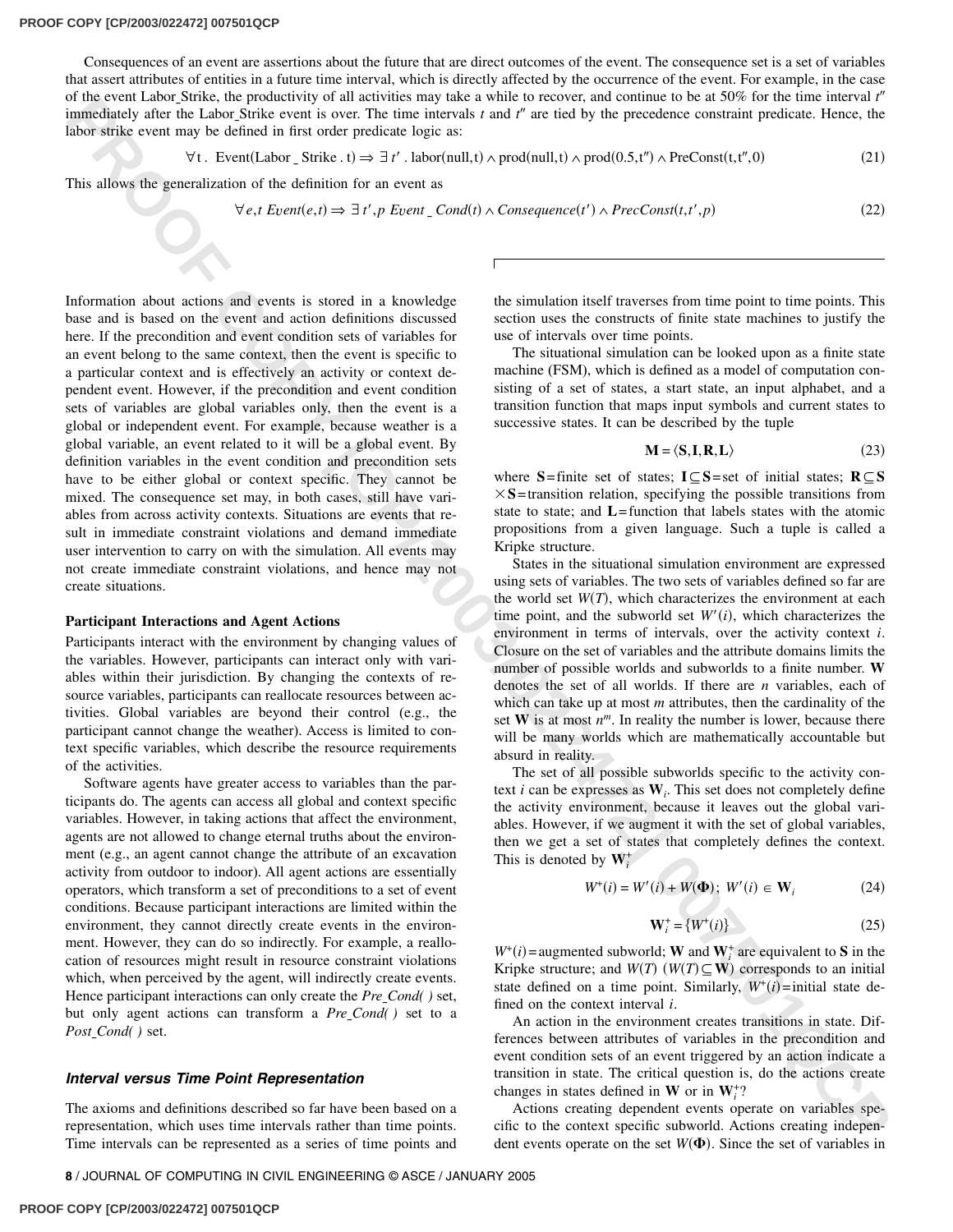Consequences of an event are assertions about the future that are direct outcomes of the event. The consequence set is a set of variables that assert attributes of entities in a future time interval, which is directly affected by the occurrence of the event. For example, in the case of the event Labor_Strike, the productivity of all activities may take a while to recover, and continue to be at 50% for the time interval $t''$ immediately after the Labor_Strike event is over. The time intervals $t$ and $t''$ are tied by the precedence constraint predicate. Hence, the labor strike event may be defined in first order predicate logic as:

$$\forall t .\ \text{Event(Labor\_Strike . t)} \Rightarrow \exists\, t'\ .\ \text{labor(null,t)} \wedge \text{prod(null,t)} \wedge \text{prod(0.5,t'')} \wedge \text{PreConst(t,t'',0)} \tag{21}$$

This allows the generalization of the definition for an event as

$$\forall e,t\ Event(e,t) \Rightarrow \exists\, t',p\ Event\_Cond(t) \wedge Consequence(t') \wedge PrecConst(t,t',p) \tag{22}$$

Information about actions and events is stored in a knowledge base and is based on the event and action definitions discussed here. If the precondition and event condition sets of variables for an event belong to the same context, then the event is specific to a particular context and is effectively an activity or context dependent event. However, if the precondition and event condition sets of variables are global variables only, then the event is a global or independent event. For example, because weather is a global variable, an event related to it will be a global event. By definition variables in the event condition and precondition sets have to be either global or context specific. They cannot be mixed. The consequence set may, in both cases, still have variables from across activity contexts. Situations are events that result in immediate constraint violations and demand immediate user intervention to carry on with the simulation. All events may not create immediate constraint violations, and hence may not create situations.

### Participant Interactions and Agent Actions

Participants interact with the environment by changing values of the variables. However, participants can interact only with variables within their jurisdiction. By changing the contexts of resource variables, participants can reallocate resources between activities. Global variables are beyond their control (e.g., the participant cannot change the weather). Access is limited to context specific variables, which describe the resource requirements of the activities.

Software agents have greater access to variables than the participants do. The agents can access all global and context specific variables. However, in taking actions that affect the environment, agents are not allowed to change eternal truths about the environment (e.g., an agent cannot change the attribute of an excavation activity from outdoor to indoor). All agent actions are essentially operators, which transform a set of preconditions to a set of event conditions. Because participant interactions are limited within the environment, they cannot directly create events in the environment. However, they can do so indirectly. For example, a reallocation of resources might result in resource constraint violations which, when perceived by the agent, will indirectly create events. Hence participant interactions can only create the *Pre_Cond( )* set, but only agent actions can transform a *Pre_Cond( )* set to a *Post_Cond( )* set.

## *Interval versus Time Point Representation*

The axioms and definitions described so far have been based on a representation, which uses time intervals rather than time points. Time intervals can be represented as a series of time points and the simulation itself traverses from time point to time points. This section uses the constructs of finite state machines to justify the use of intervals over time points.

The situational simulation can be looked upon as a finite state machine (FSM), which is defined as a model of computation consisting of a set of states, a start state, an input alphabet, and a transition function that maps input symbols and current states to successive states. It can be described by the tuple

$$\mathbf{M} = \langle \mathbf{S},\mathbf{I},\mathbf{R},\mathbf{L} \rangle \tag{23}$$

where $\mathbf{S}$=finite set of states; $\mathbf{I} \subseteq \mathbf{S}$=set of initial states; $\mathbf{R} \subseteq \mathbf{S} \times \mathbf{S}$=transition relation, specifying the possible transitions from state to state; and $\mathbf{L}$=function that labels states with the atomic propositions from a given language. Such a tuple is called a Kripke structure.

States in the situational simulation environment are expressed using sets of variables. The two sets of variables defined so far are the world set $W(T)$, which characterizes the environment at each time point, and the subworld set $W'(i)$, which characterizes the environment in terms of intervals, over the activity context $i$. Closure on the set of variables and the attribute domains limits the number of possible worlds and subworlds to a finite number. $\mathbf{W}$ denotes the set of all worlds. If there are $n$ variables, each of which can take up at most $m$ attributes, then the cardinality of the set $\mathbf{W}$ is at most $n^m$. In reality the number is lower, because there will be many worlds which are mathematically accountable but absurd in reality.

The set of all possible subworlds specific to the activity context $i$ can be expresses as $\mathbf{W}_i$. This set does not completely define the activity environment, because it leaves out the global variables. However, if we augment it with the set of global variables, then we get a set of states that completely defines the context. This is denoted by $\mathbf{W}_i^+$

$$W^+(i) = W'(i) + W(\mathbf{\Phi});\ W'(i) \in \mathbf{W}_i \tag{24}$$

$$\mathbf{W}_i^+ = \{W^+(i)\} \tag{25}$$

$W^+(i)$=augmented subworld; $\mathbf{W}$ and $\mathbf{W}_i^+$ are equivalent to $\mathbf{S}$ in the Kripke structure; and $W(T)$ $(W(T) \subseteq \mathbf{W})$ corresponds to an initial state defined on a time point. Similarly, $W^+(i)$=initial state defined on the context interval $i$.

An action in the environment creates transitions in state. Differences between attributes of variables in the precondition and event condition sets of an event triggered by an action indicate a transition in state. The critical question is, do the actions create changes in states defined in $\mathbf{W}$ or in $\mathbf{W}_i^+$?

Actions creating dependent events operate on variables specific to the context specific subworld. Actions creating independent events operate on the set $W(\mathbf{\Phi})$. Since the set of variables in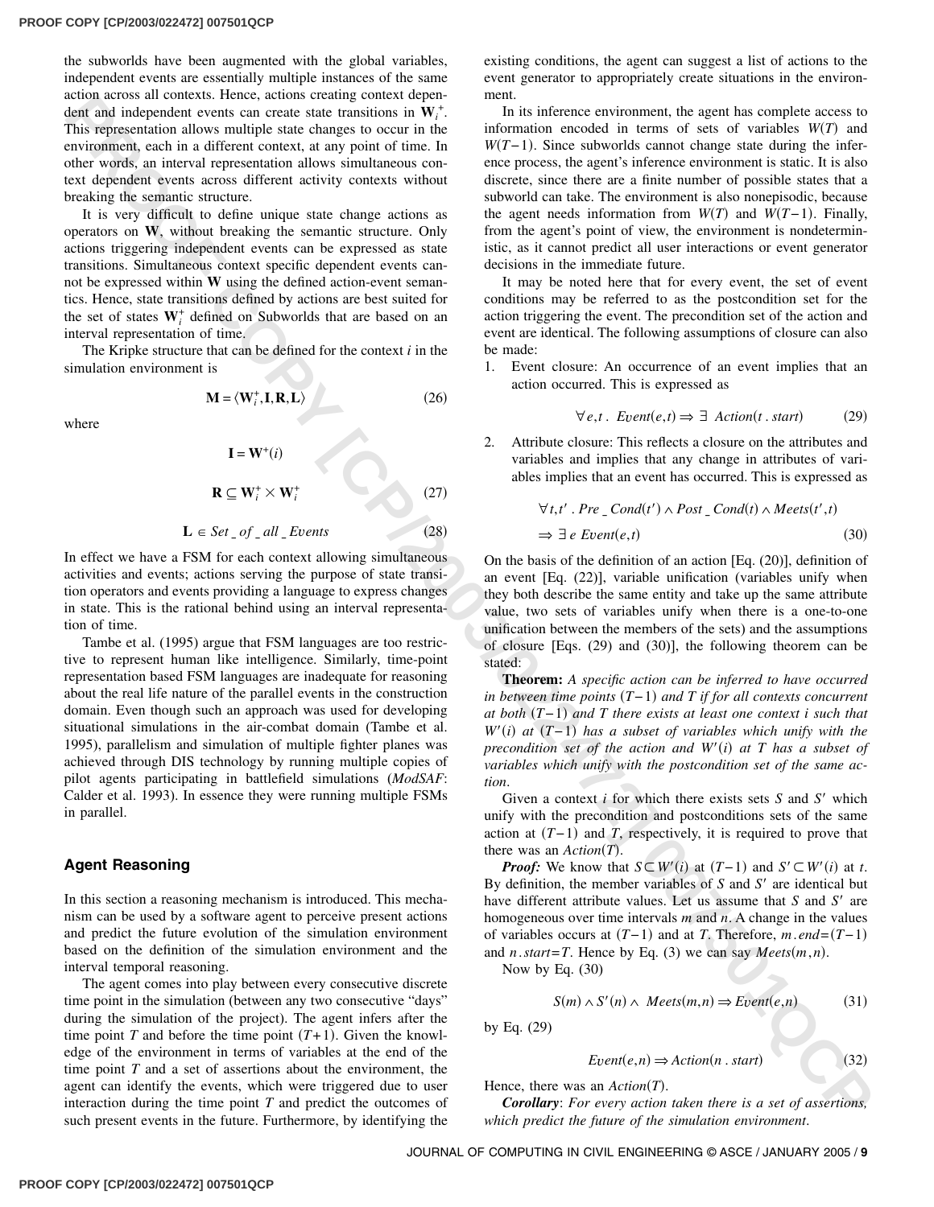the subworlds have been augmented with the global variables, independent events are essentially multiple instances of the same action across all contexts. Hence, actions creating context dependent and independent events can create state transitions in $\mathbf{W}_i^+$. This representation allows multiple state changes to occur in the environment, each in a different context, at any point of time. In other words, an interval representation allows simultaneous context dependent events across different activity contexts without breaking the semantic structure.

It is very difficult to define unique state change actions as operators on $\mathbf{W}$, without breaking the semantic structure. Only actions triggering independent events can be expressed as state transitions. Simultaneous context specific dependent events cannot be expressed within $\mathbf{W}$ using the defined action-event semantics. Hence, state transitions defined by actions are best suited for the set of states $\mathbf{W}_i^+$ defined on Subworlds that are based on an interval representation of time.

The Kripke structure that can be defined for the context $i$ in the simulation environment is

$$\mathbf{M} = \langle \mathbf{W}_i^+, \mathbf{I}, \mathbf{R}, \mathbf{L} \rangle \tag{26}$$

where

$$\mathbf{I} = \mathbf{W}^+(i)$$

$$\mathbf{R} \subseteq \mathbf{W}_i^+ \times \mathbf{W}_i^+ \tag{27}$$

$$\mathbf{L} \in Set\_of\_all\_Events \tag{28}$$

In effect we have a FSM for each context allowing simultaneous activities and events; actions serving the purpose of state transition operators and events providing a language to express changes in state. This is the rational behind using an interval representation of time.

Tambe et al. (1995) argue that FSM languages are too restrictive to represent human like intelligence. Similarly, time-point representation based FSM languages are inadequate for reasoning about the real life nature of the parallel events in the construction domain. Even though such an approach was used for developing situational simulations in the air-combat domain (Tambe et al. 1995), parallelism and simulation of multiple fighter planes was achieved through DIS technology by running multiple copies of pilot agents participating in battlefield simulations (*ModSAF*: Calder et al. 1993). In essence they were running multiple FSMs in parallel.

## Agent Reasoning

In this section a reasoning mechanism is introduced. This mechanism can be used by a software agent to perceive present actions and predict the future evolution of the simulation environment based on the definition of the simulation environment and the interval temporal reasoning.

The agent comes into play between every consecutive discrete time point in the simulation (between any two consecutive "days" during the simulation of the project). The agent infers after the time point $T$ and before the time point $(T+1)$. Given the knowledge of the environment in terms of variables at the end of the time point $T$ and a set of assertions about the environment, the agent can identify the events, which were triggered due to user interaction during the time point $T$ and predict the outcomes of such present events in the future. Furthermore, by identifying the existing conditions, the agent can suggest a list of actions to the event generator to appropriately create situations in the environment.

In its inference environment, the agent has complete access to information encoded in terms of sets of variables $W(T)$ and $W(T-1)$. Since subworlds cannot change state during the inference process, the agent's inference environment is static. It is also discrete, since there are a finite number of possible states that a subworld can take. The environment is also nonepisodic, because the agent needs information from $W(T)$ and $W(T-1)$. Finally, from the agent's point of view, the environment is nondeterministic, as it cannot predict all user interactions or event generator decisions in the immediate future.

It may be noted here that for every event, the set of event conditions may be referred to as the postcondition set for the action triggering the event. The precondition set of the action and event are identical. The following assumptions of closure can also be made:

1. Event closure: An occurrence of an event implies that an action occurred. This is expressed as

$$\forall e,t \,.\; Event(e,t) \Rightarrow \exists \; Action(t\,.\,start) \tag{29}$$

2. Attribute closure: This reflects a closure on the attributes and variables and implies that any change in attributes of variables implies that an event has occurred. This is expressed as

$$\forall t,t' \,.\; Pre\_Cond(t') \wedge Post\_Cond(t) \wedge Meets(t',t)$$
$$\Rightarrow \exists \, e \; Event(e,t) \tag{30}$$

On the basis of the definition of an action [Eq. (20)], definition of an event [Eq. (22)], variable unification (variables unify when they both describe the same entity and take up the same attribute value, two sets of variables unify when there is a one-to-one unification between the members of the sets) and the assumptions of closure [Eqs. (29) and (30)], the following theorem can be stated:

**Theorem:** *A specific action can be inferred to have occurred in between time points $(T-1)$ and $T$ if for all contexts concurrent at both $(T-1)$ and $T$ there exists at least one context $i$ such that $W'(i)$ at $(T-1)$ has a subset of variables which unify with the precondition set of the action and $W'(i)$ at $T$ has a subset of variables which unify with the postcondition set of the same action.*

Given a context $i$ for which there exists sets $S$ and $S'$ which unify with the precondition and postconditions sets of the same action at $(T-1)$ and $T$, respectively, it is required to prove that there was an $Action(T)$.

***Proof:*** We know that $S \subset W'(i)$ at $(T-1)$ and $S' \subset W'(i)$ at $t$. By definition, the member variables of $S$ and $S'$ are identical but have different attribute values. Let us assume that $S$ and $S'$ are homogeneous over time intervals $m$ and $n$. A change in the values of variables occurs at $(T-1)$ and at $T$. Therefore, $m\,.\,end=(T-1)$ and $n\,.\,start=T$. Hence by Eq. (3) we can say $Meets(m,n)$.

Now by Eq. (30)

$$S(m) \wedge S'(n) \wedge \; Meets(m,n) \Rightarrow Event(e,n) \tag{31}$$

by Eq. (29)

$$Event(e,n) \Rightarrow Action(n\,.\,start) \tag{32}$$

Hence, there was an $Action(T)$.

***Corollary***: *For every action taken there is a set of assertions, which predict the future of the simulation environment.*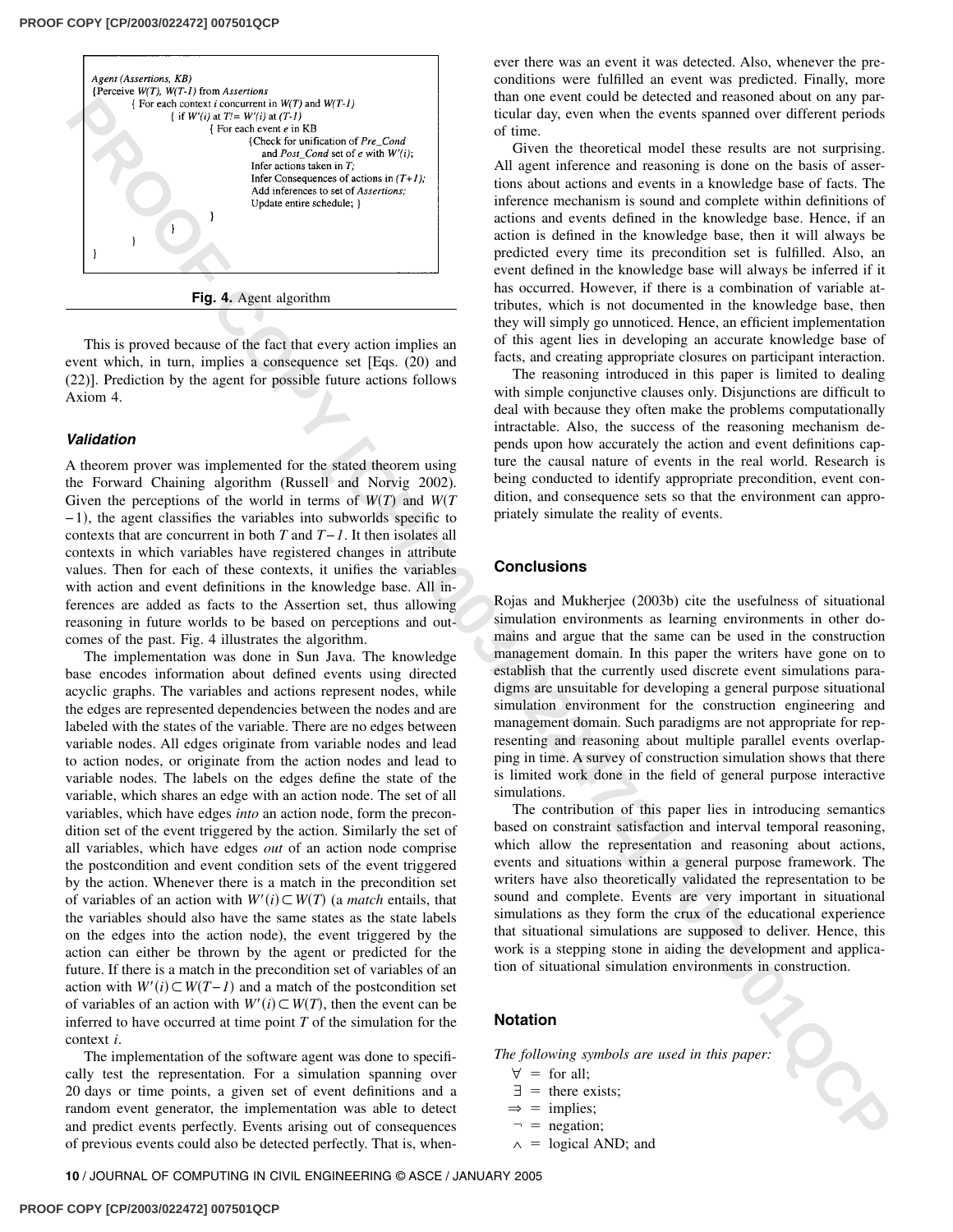```
Agent (Assertions, KB)
{Perceive W(T), W(T-1) from Assertions
        { For each context i concurrent in W(T) and W(T-1)
                { if W'(i) at T != W'(i) at (T-1)
                        { For each event e in KB
                                {Check for unification of Pre_Cond
                                    and Post_Cond set of e with W'(i);
                                Infer actions taken in T;
                                Infer Consequences of actions in (T+1);
                                Add inferences to set of Assertions;
                                Update entire schedule; }
                        }
                }
        }
}
```

**Fig. 4.** Agent algorithm

This is proved because of the fact that every action implies an event which, in turn, implies a consequence set [Eqs. (20) and (22)]. Prediction by the agent for possible future actions follows Axiom 4.

### Validation

A theorem prover was implemented for the stated theorem using the Forward Chaining algorithm (Russell and Norvig 2002). Given the perceptions of the world in terms of $W(T)$ and $W(T-1)$, the agent classifies the variables into subworlds specific to contexts that are concurrent in both $T$ and $T-1$. It then isolates all contexts in which variables have registered changes in attribute values. Then for each of these contexts, it unifies the variables with action and event definitions in the knowledge base. All inferences are added as facts to the Assertion set, thus allowing reasoning in future worlds to be based on perceptions and outcomes of the past. Fig. 4 illustrates the algorithm.

The implementation was done in Sun Java. The knowledge base encodes information about defined events using directed acyclic graphs. The variables and actions represent nodes, while the edges are represented dependencies between the nodes and are labeled with the states of the variable. There are no edges between variable nodes. All edges originate from variable nodes and lead to action nodes, or originate from the action nodes and lead to variable nodes. The labels on the edges define the state of the variable, which shares an edge with an action node. The set of all variables, which have edges *into* an action node, form the precondition set of the event triggered by the action. Similarly the set of all variables, which have edges *out* of an action node comprise the postcondition and event condition sets of the event triggered by the action. Whenever there is a match in the precondition set of variables of an action with $W'(i) \subset W(T)$ (a *match* entails, that the variables should also have the same states as the state labels on the edges into the action node), the event triggered by the action can either be thrown by the agent or predicted for the future. If there is a match in the precondition set of variables of an action with $W'(i) \subset W(T-1)$ and a match of the postcondition set of variables of an action with $W'(i) \subset W(T)$, then the event can be inferred to have occurred at time point $T$ of the simulation for the context $i$.

The implementation of the software agent was done to specifically test the representation. For a simulation spanning over 20 days or time points, a given set of event definitions and a random event generator, the implementation was able to detect and predict events perfectly. Events arising out of consequences of previous events could also be detected perfectly. That is, whenever there was an event it was detected. Also, whenever the preconditions were fulfilled an event was predicted. Finally, more than one event could be detected and reasoned about on any particular day, even when the events spanned over different periods of time.

Given the theoretical model these results are not surprising. All agent inference and reasoning is done on the basis of assertions about actions and events in a knowledge base of facts. The inference mechanism is sound and complete within definitions of actions and events defined in the knowledge base. Hence, if an action is defined in the knowledge base, then it will always be predicted every time its precondition set is fulfilled. Also, an event defined in the knowledge base will always be inferred if it has occurred. However, if there is a combination of variable attributes, which is not documented in the knowledge base, then they will simply go unnoticed. Hence, an efficient implementation of this agent lies in developing an accurate knowledge base of facts, and creating appropriate closures on participant interaction.

The reasoning introduced in this paper is limited to dealing with simple conjunctive clauses only. Disjunctions are difficult to deal with because they often make the problems computationally intractable. Also, the success of the reasoning mechanism depends upon how accurately the action and event definitions capture the causal nature of events in the real world. Research is being conducted to identify appropriate precondition, event condition, and consequence sets so that the environment can appropriately simulate the reality of events.

## Conclusions

Rojas and Mukherjee (2003b) cite the usefulness of situational simulation environments as learning environments in other domains and argue that the same can be used in the construction management domain. In this paper the writers have gone on to establish that the currently used discrete event simulations paradigms are unsuitable for developing a general purpose situational simulation environment for the construction engineering and management domain. Such paradigms are not appropriate for representing and reasoning about multiple parallel events overlapping in time. A survey of construction simulation shows that there is limited work done in the field of general purpose interactive simulations.

The contribution of this paper lies in introducing semantics based on constraint satisfaction and interval temporal reasoning, which allow the representation and reasoning about actions, events and situations within a general purpose framework. The writers have also theoretically validated the representation to be sound and complete. Events are very important in situational simulations as they form the crux of the educational experience that situational simulations are supposed to deliver. Hence, this work is a stepping stone in aiding the development and application of situational simulation environments in construction.

## Notation

*The following symbols are used in this paper:*

- $\forall$ = for all;
- $\exists$ = there exists;
- $\Rightarrow$ = implies;
- $\neg$ = negation;
- $\wedge$ = logical AND; and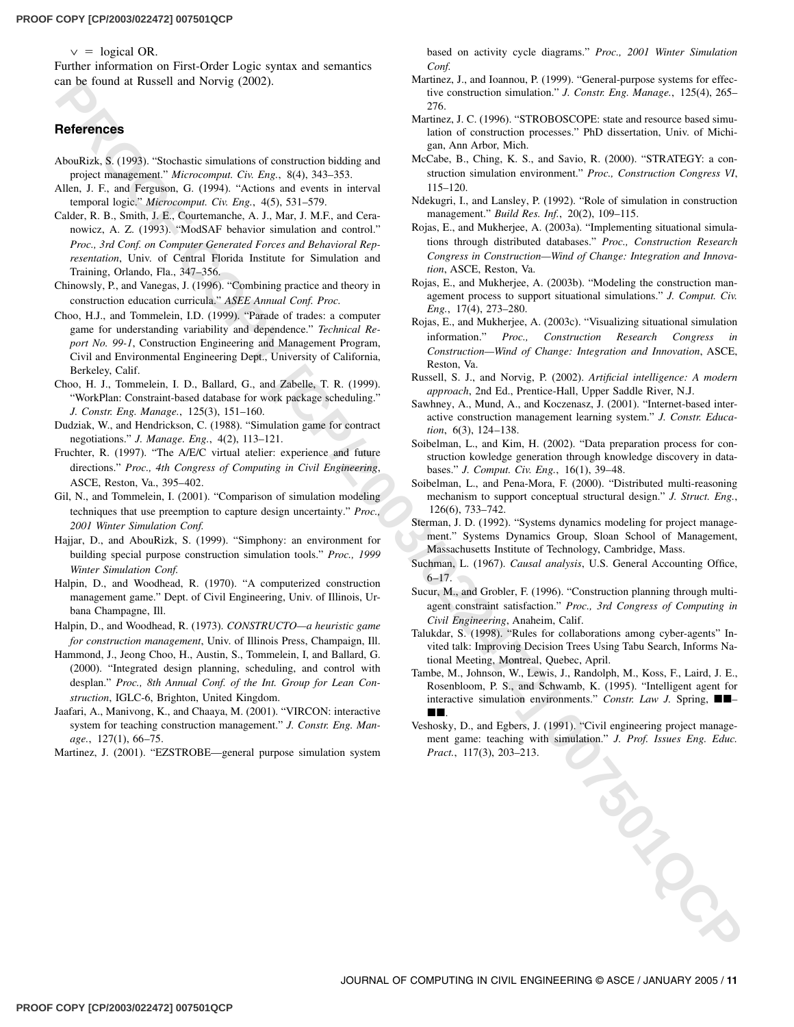$\vee$ = logical OR.

Further information on First-Order Logic syntax and semantics can be found at Russell and Norvig (2002).

## References

AbouRizk, S. (1993). "Stochastic simulations of construction bidding and project management." *Microcomput. Civ. Eng.*, 8(4), 343–353.

Allen, J. F., and Ferguson, G. (1994). "Actions and events in interval temporal logic." *Microcomput. Civ. Eng.*, 4(5), 531–579.

Calder, R. B., Smith, J. E., Courtemanche, A. J., Mar, J. M.F., and Ceranowicz, A. Z. (1993). "ModSAF behavior simulation and control." *Proc., 3rd Conf. on Computer Generated Forces and Behavioral Representation*, Univ. of Central Florida Institute for Simulation and Training, Orlando, Fla., 347–356.

Chinowsly, P., and Vanegas, J. (1996). "Combining practice and theory in construction education curricula." *ASEE Annual Conf. Proc.*

Choo, H.J., and Tommelein, I.D. (1999). "Parade of trades: a computer game for understanding variability and dependence." *Technical Report No. 99-1*, Construction Engineering and Management Program, Civil and Environmental Engineering Dept., University of California, Berkeley, Calif.

Choo, H. J., Tommelein, I. D., Ballard, G., and Zabelle, T. R. (1999). "WorkPlan: Constraint-based database for work package scheduling." *J. Constr. Eng. Manage.*, 125(3), 151–160.

Dudziak, W., and Hendrickson, C. (1988). "Simulation game for contract negotiations." *J. Manage. Eng.*, 4(2), 113–121.

Fruchter, R. (1997). "The A/E/C virtual atelier: experience and future directions." *Proc., 4th Congress of Computing in Civil Engineering*, ASCE, Reston, Va., 395–402.

Gil, N., and Tommelein, I. (2001). "Comparison of simulation modeling techniques that use preemption to capture design uncertainty." *Proc., 2001 Winter Simulation Conf.*

Hajjar, D., and AbouRizk, S. (1999). "Simphony: an environment for building special purpose construction simulation tools." *Proc., 1999 Winter Simulation Conf.*

Halpin, D., and Woodhead, R. (1970). "A computerized construction management game." Dept. of Civil Engineering, Univ. of Illinois, Urbana Champagne, Ill.

Halpin, D., and Woodhead, R. (1973). *CONSTRUCTO—a heuristic game for construction management*, Univ. of Illinois Press, Champaign, Ill.

Hammond, J., Jeong Choo, H., Austin, S., Tommelein, I, and Ballard, G. (2000). "Integrated design planning, scheduling, and control with desplan." *Proc., 8th Annual Conf. of the Int. Group for Lean Construction*, IGLC-6, Brighton, United Kingdom.

Jaafari, A., Manivong, K., and Chaaya, M. (2001). "VIRCON: interactive system for teaching construction management." *J. Constr. Eng. Manage.*, 127(1), 66–75.

Martinez, J. (2001). "EZSTROBE—general purpose simulation system based on activity cycle diagrams." *Proc., 2001 Winter Simulation Conf.*

Martinez, J., and Ioannou, P. (1999). "General-purpose systems for effective construction simulation." *J. Constr. Eng. Manage.*, 125(4), 265–276.

Martinez, J. C. (1996). "STROBOSCOPE: state and resource based simulation of construction processes." PhD dissertation, Univ. of Michigan, Ann Arbor, Mich.

McCabe, B., Ching, K. S., and Savio, R. (2000). "STRATEGY: a construction simulation environment." *Proc., Construction Congress VI*, 115–120.

Ndekugri, I., and Lansley, P. (1992). "Role of simulation in construction management." *Build Res. Inf.*, 20(2), 109–115.

Rojas, E., and Mukherjee, A. (2003a). "Implementing situational simulations through distributed databases." *Proc., Construction Research Congress in Construction—Wind of Change: Integration and Innovation*, ASCE, Reston, Va.

Rojas, E., and Mukherjee, A. (2003b). "Modeling the construction management process to support situational simulations." *J. Comput. Civ. Eng.*, 17(4), 273–280.

Rojas, E., and Mukherjee, A. (2003c). "Visualizing situational simulation information." *Proc., Construction Research Congress in Construction—Wind of Change: Integration and Innovation*, ASCE, Reston, Va.

Russell, S. J., and Norvig, P. (2002). *Artificial intelligence: A modern approach*, 2nd Ed., Prentice-Hall, Upper Saddle River, N.J.

Sawhney, A., Mund, A., and Koczenasz, J. (2001). "Internet-based interactive construction management learning system." *J. Constr. Education*, 6(3), 124–138.

Soibelman, L., and Kim, H. (2002). "Data preparation process for construction kowledge generation through knowledge discovery in databases." *J. Comput. Civ. Eng.*, 16(1), 39–48.

Soibelman, L., and Pena-Mora, F. (2000). "Distributed multi-reasoning mechanism to support conceptual structural design." *J. Struct. Eng.*, 126(6), 733–742.

Sterman, J. D. (1992). "Systems dynamics modeling for project management." Systems Dynamics Group, Sloan School of Management, Massachusetts Institute of Technology, Cambridge, Mass.

Suchman, L. (1967). *Causal analysis*, U.S. General Accounting Office, 6–17.

Sucur, M., and Grobler, F. (1996). "Construction planning through multiagent constraint satisfaction." *Proc., 3rd Congress of Computing in Civil Engineering*, Anaheim, Calif.

Talukdar, S. (1998). "Rules for collaborations among cyber-agents" Invited talk: Improving Decision Trees Using Tabu Search, Informs National Meeting, Montreal, Quebec, April.

Tambe, M., Johnson, W., Lewis, J., Randolph, M., Koss, F., Laird, J. E., Rosenbloom, P. S., and Schwamb, K. (1995). "Intelligent agent for interactive simulation environments." *Constr. Law J.* Spring, ■■–■■.

Veshosky, D., and Egbers, J. (1991). "Civil engineering project management game: teaching with simulation." *J. Prof. Issues Eng. Educ. Pract.*, 117(3), 203–213.